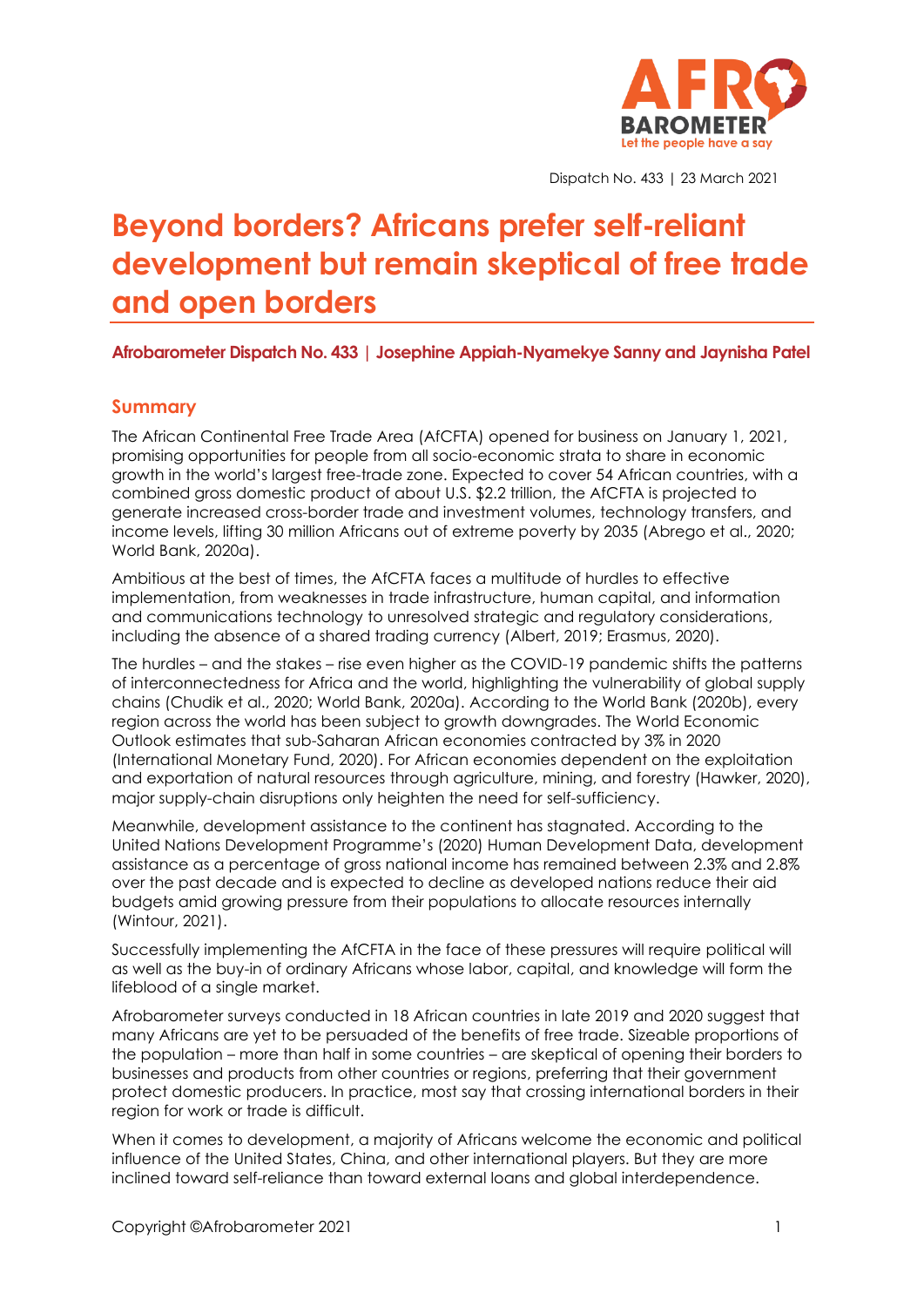Dispatch No. 433 | 23 March 2021

# Beyond borders? Africans prefer self-reliant development but remain skeptical of free trade and open borders

**Afrobarometer Dispatch No. 433 | Josephine Appiah-Nyamekye Sanny and Jaynisha Patel**

## Summary

The African Continental Free Trade Area (AfCFTA) opened for business on January 1, 2021, promising opportunities for people from all socio-economic strata to share in economic growth in the world's largest free-trade zone. Expected to cover 54 African countries, with a combined gross domestic product of about U.S. $2.2 trillion, the AfCFTA is projected to generate increased cross-border trade and investment volumes, technology transfers, and income levels, lifting 30 million Africans out of extreme poverty by 2035 (Abrego et al., 2020; World Bank, 2020a).

Ambitious at the best of times, the AfCFTA faces a multitude of hurdles to effective implementation, from weaknesses in trade infrastructure, human capital, and information and communications technology to unresolved strategic and regulatory considerations, including the absence of a shared trading currency (Albert, 2019; Erasmus, 2020).

The hurdles – and the stakes – rise even higher as the COVID-19 pandemic shifts the patterns of interconnectedness for Africa and the world, highlighting the vulnerability of global supply chains (Chudik et al., 2020; World Bank, 2020a). According to the World Bank (2020b), every region across the world has been subject to growth downgrades. The World Economic Outlook estimates that sub-Saharan African economies contracted by 3% in 2020 (International Monetary Fund, 2020). For African economies dependent on the exploitation and exportation of natural resources through agriculture, mining, and forestry (Hawker, 2020), major supply-chain disruptions only heighten the need for self-sufficiency.

Meanwhile, development assistance to the continent has stagnated. According to the United Nations Development Programme's (2020) Human Development Data, development assistance as a percentage of gross national income has remained between 2.3% and 2.8% over the past decade and is expected to decline as developed nations reduce their aid budgets amid growing pressure from their populations to allocate resources internally (Wintour, 2021).

Successfully implementing the AfCFTA in the face of these pressures will require political will as well as the buy-in of ordinary Africans whose labor, capital, and knowledge will form the lifeblood of a single market.

Afrobarometer surveys conducted in 18 African countries in late 2019 and 2020 suggest that many Africans are yet to be persuaded of the benefits of free trade. Sizeable proportions of the population – more than half in some countries – are skeptical of opening their borders to businesses and products from other countries or regions, preferring that their government protect domestic producers. In practice, most say that crossing international borders in their region for work or trade is difficult.

When it comes to development, a majority of Africans welcome the economic and political influence of the United States, China, and other international players. But they are more inclined toward self-reliance than toward external loans and global interdependence.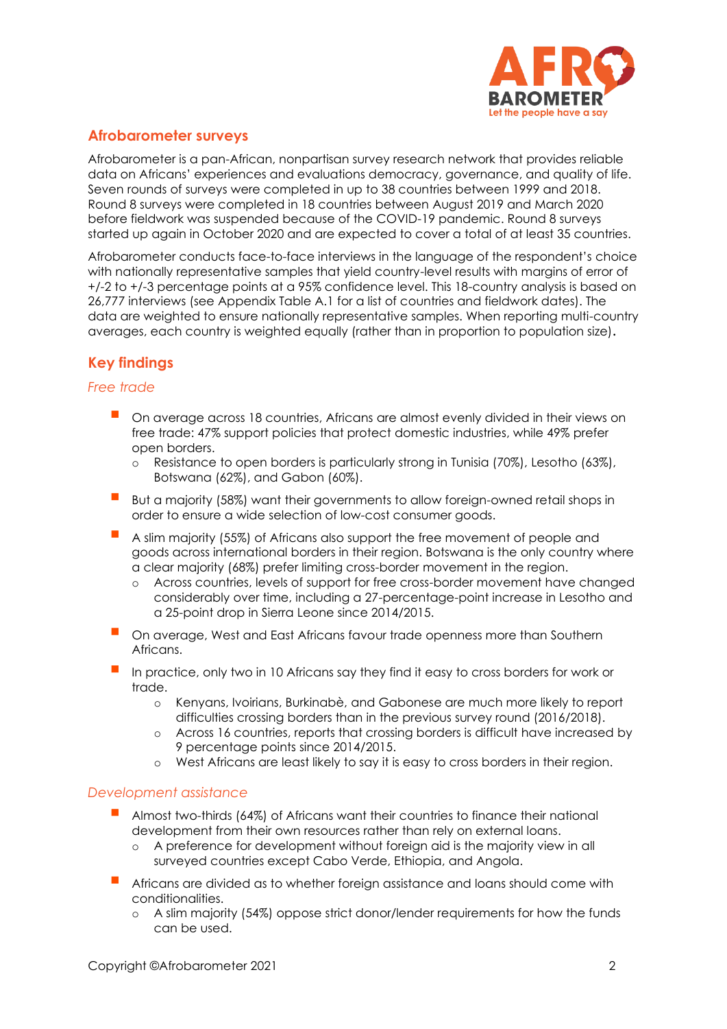## Afrobarometer surveys

Afrobarometer is a pan-African, nonpartisan survey research network that provides reliable data on Africans' experiences and evaluations democracy, governance, and quality of life. Seven rounds of surveys were completed in up to 38 countries between 1999 and 2018. Round 8 surveys were completed in 18 countries between August 2019 and March 2020 before fieldwork was suspended because of the COVID-19 pandemic. Round 8 surveys started up again in October 2020 and are expected to cover a total of at least 35 countries.

Afrobarometer conducts face-to-face interviews in the language of the respondent's choice with nationally representative samples that yield country-level results with margins of error of +/-2 to +/-3 percentage points at a 95% confidence level. This 18-country analysis is based on 26,777 interviews (see Appendix Table A.1 for a list of countries and fieldwork dates). The data are weighted to ensure nationally representative samples. When reporting multi-country averages, each country is weighted equally (rather than in proportion to population size).

## Key findings

### *Free trade*

- On average across 18 countries, Africans are almost evenly divided in their views on free trade: 47% support policies that protect domestic industries, while 49% prefer open borders.
  - Resistance to open borders is particularly strong in Tunisia (70%), Lesotho (63%), Botswana (62%), and Gabon (60%).
- But a majority (58%) want their governments to allow foreign-owned retail shops in order to ensure a wide selection of low-cost consumer goods.
- A slim majority (55%) of Africans also support the free movement of people and goods across international borders in their region. Botswana is the only country where a clear majority (68%) prefer limiting cross-border movement in the region.
  - Across countries, levels of support for free cross-border movement have changed considerably over time, including a 27-percentage-point increase in Lesotho and a 25-point drop in Sierra Leone since 2014/2015.
- On average, West and East Africans favour trade openness more than Southern Africans.
- In practice, only two in 10 Africans say they find it easy to cross borders for work or trade.
  - Kenyans, Ivoirians, Burkinabè, and Gabonese are much more likely to report difficulties crossing borders than in the previous survey round (2016/2018).
  - Across 16 countries, reports that crossing borders is difficult have increased by 9 percentage points since 2014/2015.
  - West Africans are least likely to say it is easy to cross borders in their region.

### *Development assistance*

- Almost two-thirds (64%) of Africans want their countries to finance their national development from their own resources rather than rely on external loans.
  - A preference for development without foreign aid is the majority view in all surveyed countries except Cabo Verde, Ethiopia, and Angola.
- Africans are divided as to whether foreign assistance and loans should come with conditionalities.
  - A slim majority (54%) oppose strict donor/lender requirements for how the funds can be used.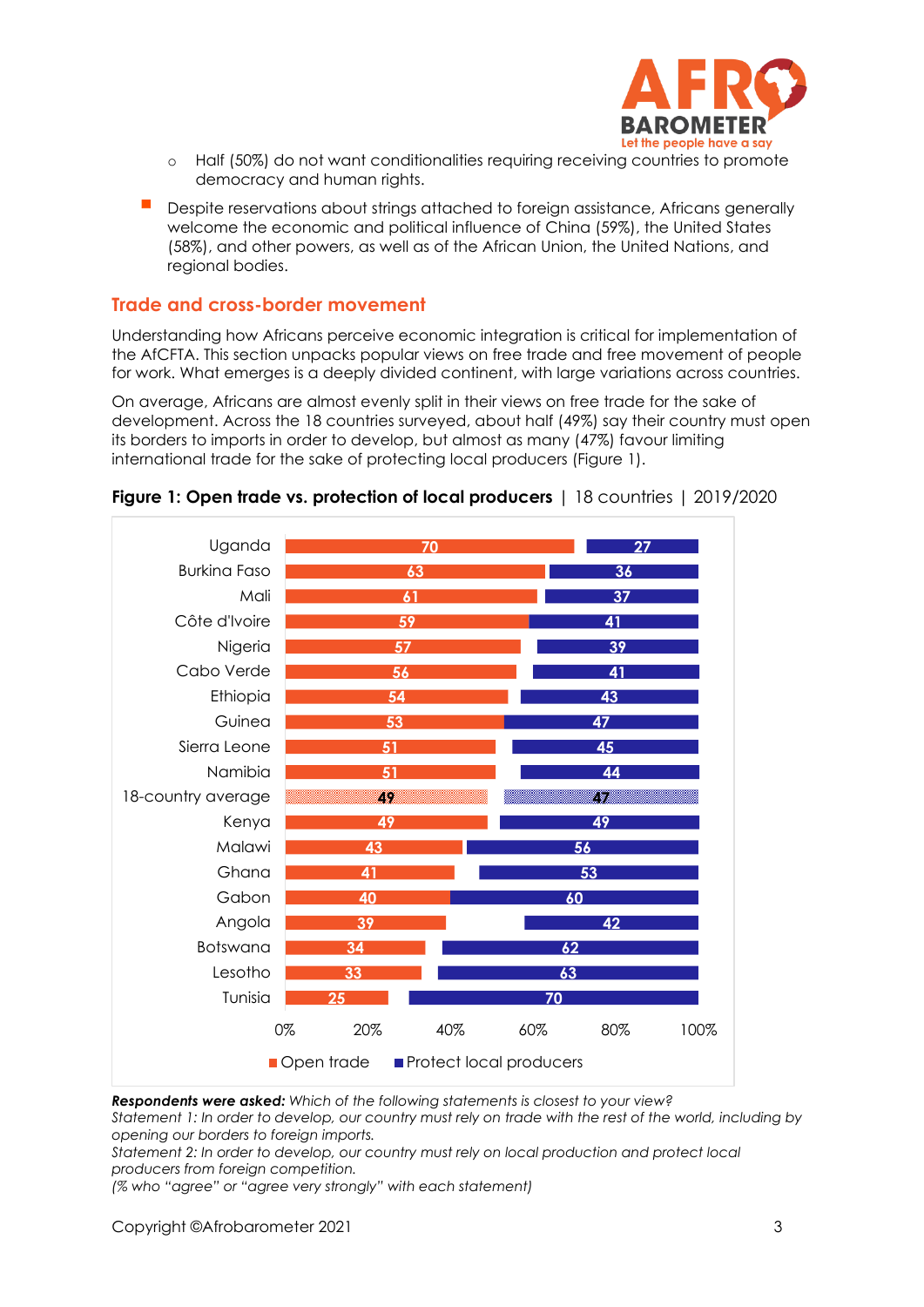- Half (50%) do not want conditionalities requiring receiving countries to promote democracy and human rights.

- Despite reservations about strings attached to foreign assistance, Africans generally welcome the economic and political influence of China (59%), the United States (58%), and other powers, as well as of the African Union, the United Nations, and regional bodies.

## Trade and cross-border movement

Understanding how Africans perceive economic integration is critical for implementation of the AfCFTA. This section unpacks popular views on free trade and free movement of people for work. What emerges is a deeply divided continent, with large variations across countries.

On average, Africans are almost evenly split in their views on free trade for the sake of development. Across the 18 countries surveyed, about half (49%) say their country must open its borders to imports in order to develop, but almost as many (47%) favour limiting international trade for the sake of protecting local producers (Figure 1).

**Figure 1: Open trade vs. protection of local producers** | 18 countries | 2019/2020

| Country | Open trade | Protect local producers |
|---|---|---|
| Uganda | 70 | 27 |
| Burkina Faso | 63 | 36 |
| Mali | 61 | 37 |
| Côte d'Ivoire | 59 | 41 |
| Nigeria | 57 | 39 |
| Cabo Verde | 56 | 41 |
| Ethiopia | 54 | 43 |
| Guinea | 53 | 47 |
| Sierra Leone | 51 | 45 |
| Namibia | 51 | 44 |
| 18-country average | 49 | 47 |
| Kenya | 49 | 49 |
| Malawi | 43 | 56 |
| Ghana | 41 | 53 |
| Gabon | 40 | 60 |
| Angola | 39 | 42 |
| Botswana | 34 | 62 |
| Lesotho | 33 | 63 |
| Tunisia | 25 | 70 |

***Respondents were asked:*** *Which of the following statements is closest to your view?*
*Statement 1: In order to develop, our country must rely on trade with the rest of the world, including by opening our borders to foreign imports.*
*Statement 2: In order to develop, our country must rely on local production and protect local producers from foreign competition.*
*(% who "agree" or "agree very strongly" with each statement)*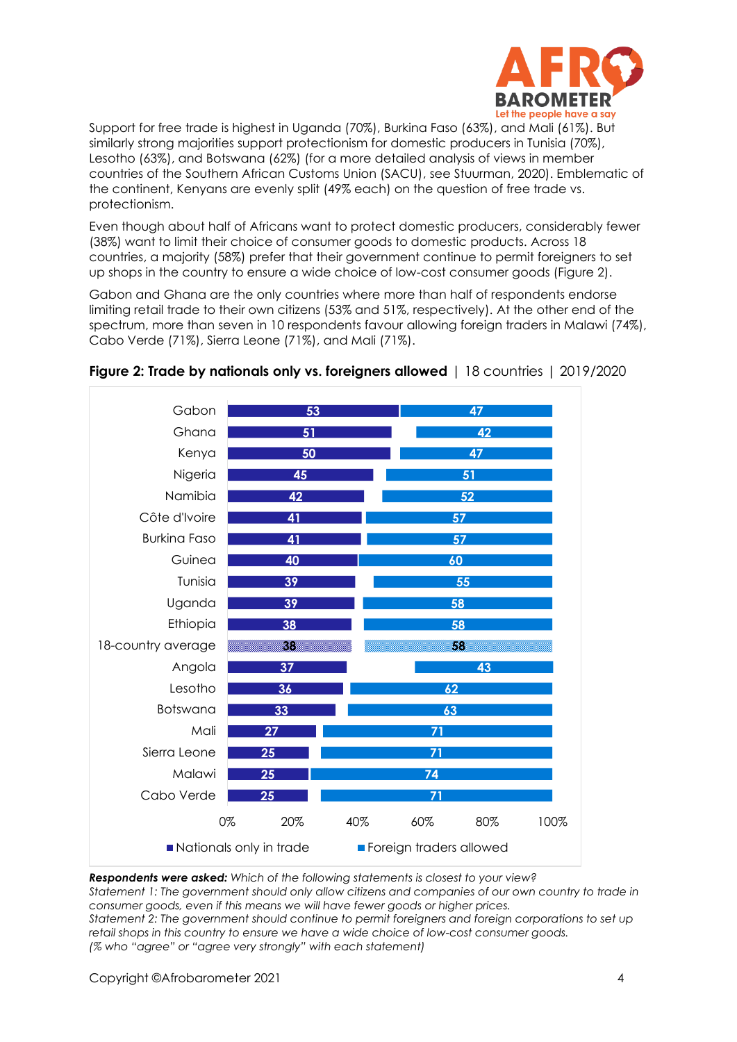Support for free trade is highest in Uganda (70%), Burkina Faso (63%), and Mali (61%). But similarly strong majorities support protectionism for domestic producers in Tunisia (70%), Lesotho (63%), and Botswana (62%) (for a more detailed analysis of views in member countries of the Southern African Customs Union (SACU), see Stuurman, 2020). Emblematic of the continent, Kenyans are evenly split (49% each) on the question of free trade vs. protectionism.

Even though about half of Africans want to protect domestic producers, considerably fewer (38%) want to limit their choice of consumer goods to domestic products. Across 18 countries, a majority (58%) prefer that their government continue to permit foreigners to set up shops in the country to ensure a wide choice of low-cost consumer goods (Figure 2).

Gabon and Ghana are the only countries where more than half of respondents endorse limiting retail trade to their own citizens (53% and 51%, respectively). At the other end of the spectrum, more than seven in 10 respondents favour allowing foreign traders in Malawi (74%), Cabo Verde (71%), Sierra Leone (71%), and Mali (71%).

**Figure 2: Trade by nationals only vs. foreigners allowed** | 18 countries | 2019/2020

| Country | Nationals only in trade | Foreign traders allowed |
|---|---|---|
| Gabon | 53 | 47 |
| Ghana | 51 | 42 |
| Kenya | 50 | 47 |
| Nigeria | 45 | 51 |
| Namibia | 42 | 52 |
| Côte d'Ivoire | 41 | 57 |
| Burkina Faso | 41 | 57 |
| Guinea | 40 | 60 |
| Tunisia | 39 | 55 |
| Uganda | 39 | 58 |
| Ethiopia | 38 | 58 |
| 18-country average | 38 | 58 |
| Angola | 37 | 43 |
| Lesotho | 36 | 62 |
| Botswana | 33 | 63 |
| Mali | 27 | 71 |
| Sierra Leone | 25 | 71 |
| Malawi | 25 | 74 |
| Cabo Verde | 25 | 71 |

***Respondents were asked:*** *Which of the following statements is closest to your view?*
*Statement 1: The government should only allow citizens and companies of our own country to trade in consumer goods, even if this means we will have fewer goods or higher prices.*
*Statement 2: The government should continue to permit foreigners and foreign corporations to set up retail shops in this country to ensure we have a wide choice of low-cost consumer goods.*
*(% who "agree" or "agree very strongly" with each statement)*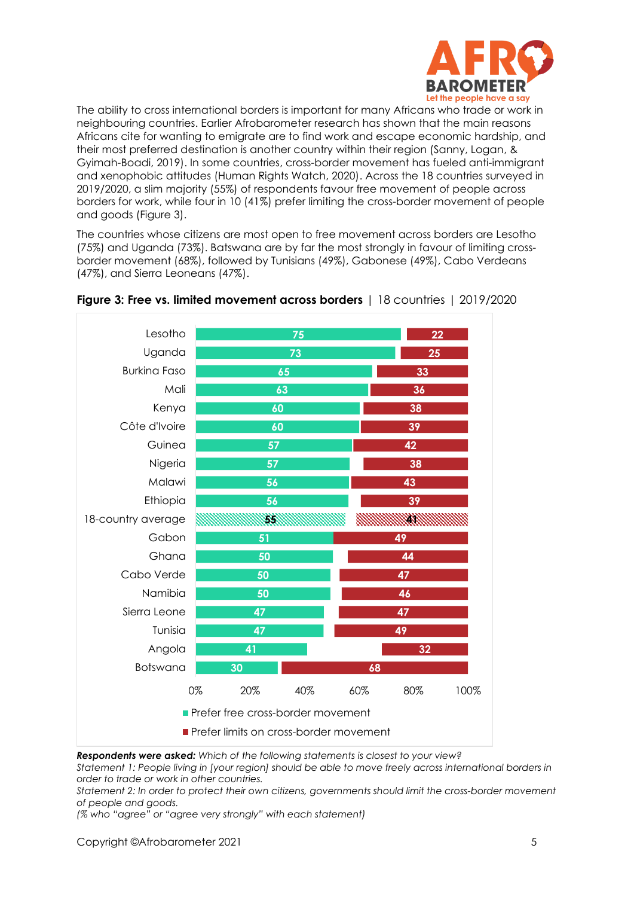The ability to cross international borders is important for many Africans who trade or work in neighbouring countries. Earlier Afrobarometer research has shown that the main reasons Africans cite for wanting to emigrate are to find work and escape economic hardship, and their most preferred destination is another country within their region (Sanny, Logan, & Gyimah-Boadi, 2019). In some countries, cross-border movement has fueled anti-immigrant and xenophobic attitudes (Human Rights Watch, 2020). Across the 18 countries surveyed in 2019/2020, a slim majority (55%) of respondents favour free movement of people across borders for work, while four in 10 (41%) prefer limiting the cross-border movement of people and goods (Figure 3).

The countries whose citizens are most open to free movement across borders are Lesotho (75%) and Uganda (73%). Batswana are by far the most strongly in favour of limiting cross-border movement (68%), followed by Tunisians (49%), Gabonese (49%), Cabo Verdeans (47%), and Sierra Leoneans (47%).

**Figure 3: Free vs. limited movement across borders** | 18 countries | 2019/2020

| Country | Prefer free cross-border movement | Prefer limits on cross-border movement |
|---|---|---|
| Lesotho | 75 | 22 |
| Uganda | 73 | 25 |
| Burkina Faso | 65 | 33 |
| Mali | 63 | 36 |
| Kenya | 60 | 38 |
| Côte d'Ivoire | 60 | 39 |
| Guinea | 57 | 42 |
| Nigeria | 57 | 38 |
| Malawi | 56 | 43 |
| Ethiopia | 56 | 39 |
| 18-country average | 55 | 41 |
| Gabon | 51 | 49 |
| Ghana | 50 | 44 |
| Cabo Verde | 50 | 47 |
| Namibia | 50 | 46 |
| Sierra Leone | 47 | 47 |
| Tunisia | 47 | 49 |
| Angola | 41 | 32 |
| Botswana | 30 | 68 |

***Respondents were asked:*** *Which of the following statements is closest to your view?*
*Statement 1: People living in [your region] should be able to move freely across international borders in order to trade or work in other countries.*
*Statement 2: In order to protect their own citizens, governments should limit the cross-border movement of people and goods.*
*(% who "agree" or "agree very strongly" with each statement)*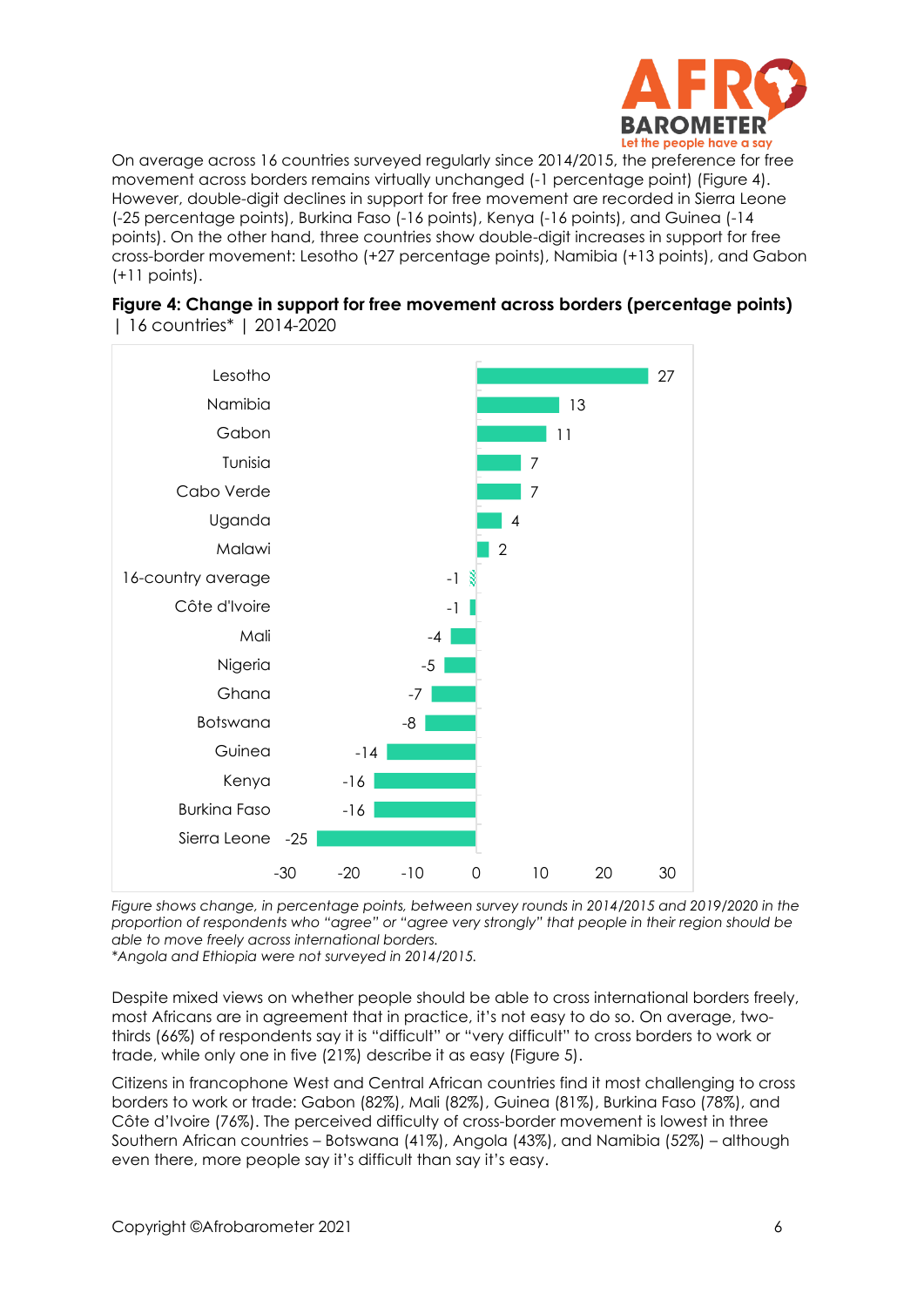On average across 16 countries surveyed regularly since 2014/2015, the preference for free movement across borders remains virtually unchanged (-1 percentage point) (Figure 4). However, double-digit declines in support for free movement are recorded in Sierra Leone (-25 percentage points), Burkina Faso (-16 points), Kenya (-16 points), and Guinea (-14 points). On the other hand, three countries show double-digit increases in support for free cross-border movement: Lesotho (+27 percentage points), Namibia (+13 points), and Gabon (+11 points).

**Figure 4: Change in support for free movement across borders (percentage points)** | 16 countries* | 2014-2020

| Country | Change (percentage points) |
|---|---|
| Lesotho | 27 |
| Namibia | 13 |
| Gabon | 11 |
| Tunisia | 7 |
| Cabo Verde | 7 |
| Uganda | 4 |
| Malawi | 2 |
| 16-country average | -1 |
| Côte d'Ivoire | -1 |
| Mali | -4 |
| Nigeria | -5 |
| Ghana | -7 |
| Botswana | -8 |
| Guinea | -14 |
| Kenya | -16 |
| Burkina Faso | -16 |
| Sierra Leone | -25 |

*Figure shows change, in percentage points, between survey rounds in 2014/2015 and 2019/2020 in the proportion of respondents who "agree" or "agree very strongly" that people in their region should be able to move freely across international borders.*

*\*Angola and Ethiopia were not surveyed in 2014/2015.*

Despite mixed views on whether people should be able to cross international borders freely, most Africans are in agreement that in practice, it's not easy to do so. On average, two-thirds (66%) of respondents say it is "difficult" or "very difficult" to cross borders to work or trade, while only one in five (21%) describe it as easy (Figure 5).

Citizens in francophone West and Central African countries find it most challenging to cross borders to work or trade: Gabon (82%), Mali (82%), Guinea (81%), Burkina Faso (78%), and Côte d'Ivoire (76%). The perceived difficulty of cross-border movement is lowest in three Southern African countries – Botswana (41%), Angola (43%), and Namibia (52%) – although even there, more people say it's difficult than say it's easy.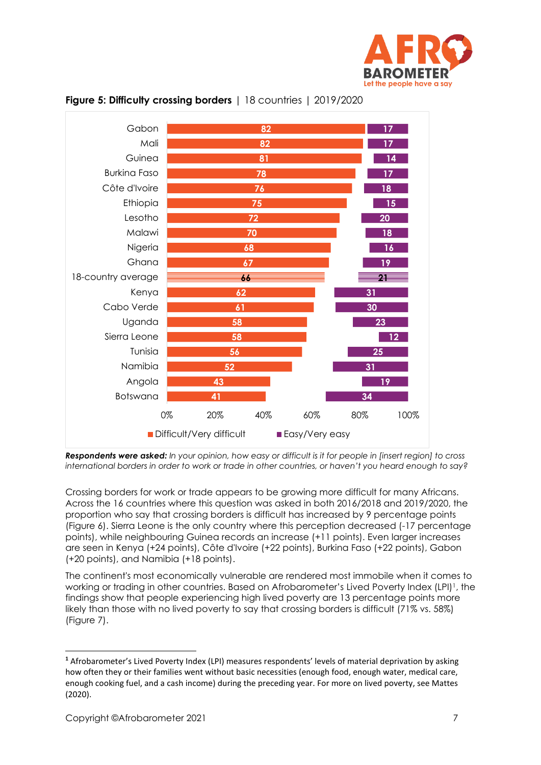**Figure 5: Difficulty crossing borders** | 18 countries | 2019/2020

| Country | Difficult/Very difficult | Easy/Very easy |
|---|---|---|
| Gabon | 82 | 17 |
| Mali | 82 | 17 |
| Guinea | 81 | 14 |
| Burkina Faso | 78 | 17 |
| Côte d'Ivoire | 76 | 18 |
| Ethiopia | 75 | 15 |
| Lesotho | 72 | 20 |
| Malawi | 70 | 18 |
| Nigeria | 68 | 16 |
| Ghana | 67 | 19 |
| 18-country average | 66 | 21 |
| Kenya | 62 | 31 |
| Cabo Verde | 61 | 30 |
| Uganda | 58 | 23 |
| Sierra Leone | 58 | 12 |
| Tunisia | 56 | 25 |
| Namibia | 52 | 31 |
| Angola | 43 | 19 |
| Botswana | 41 | 34 |

***Respondents were asked:*** *In your opinion, how easy or difficult is it for people in [insert region] to cross international borders in order to work or trade in other countries, or haven't you heard enough to say?*

Crossing borders for work or trade appears to be growing more difficult for many Africans. Across the 16 countries where this question was asked in both 2016/2018 and 2019/2020, the proportion who say that crossing borders is difficult has increased by 9 percentage points (Figure 6). Sierra Leone is the only country where this perception decreased (-17 percentage points), while neighbouring Guinea records an increase (+11 points). Even larger increases are seen in Kenya (+24 points), Côte d'Ivoire (+22 points), Burkina Faso (+22 points), Gabon (+20 points), and Namibia (+18 points).

The continent's most economically vulnerable are rendered most immobile when it comes to working or trading in other countries. Based on Afrobarometer's Lived Poverty Index (LPI)[1], the findings show that people experiencing high lived poverty are 13 percentage points more likely than those with no lived poverty to say that crossing borders is difficult (71% vs. 58%) (Figure 7).

[1] Afrobarometer's Lived Poverty Index (LPI) measures respondents' levels of material deprivation by asking how often they or their families went without basic necessities (enough food, enough water, medical care, enough cooking fuel, and a cash income) during the preceding year. For more on lived poverty, see Mattes (2020).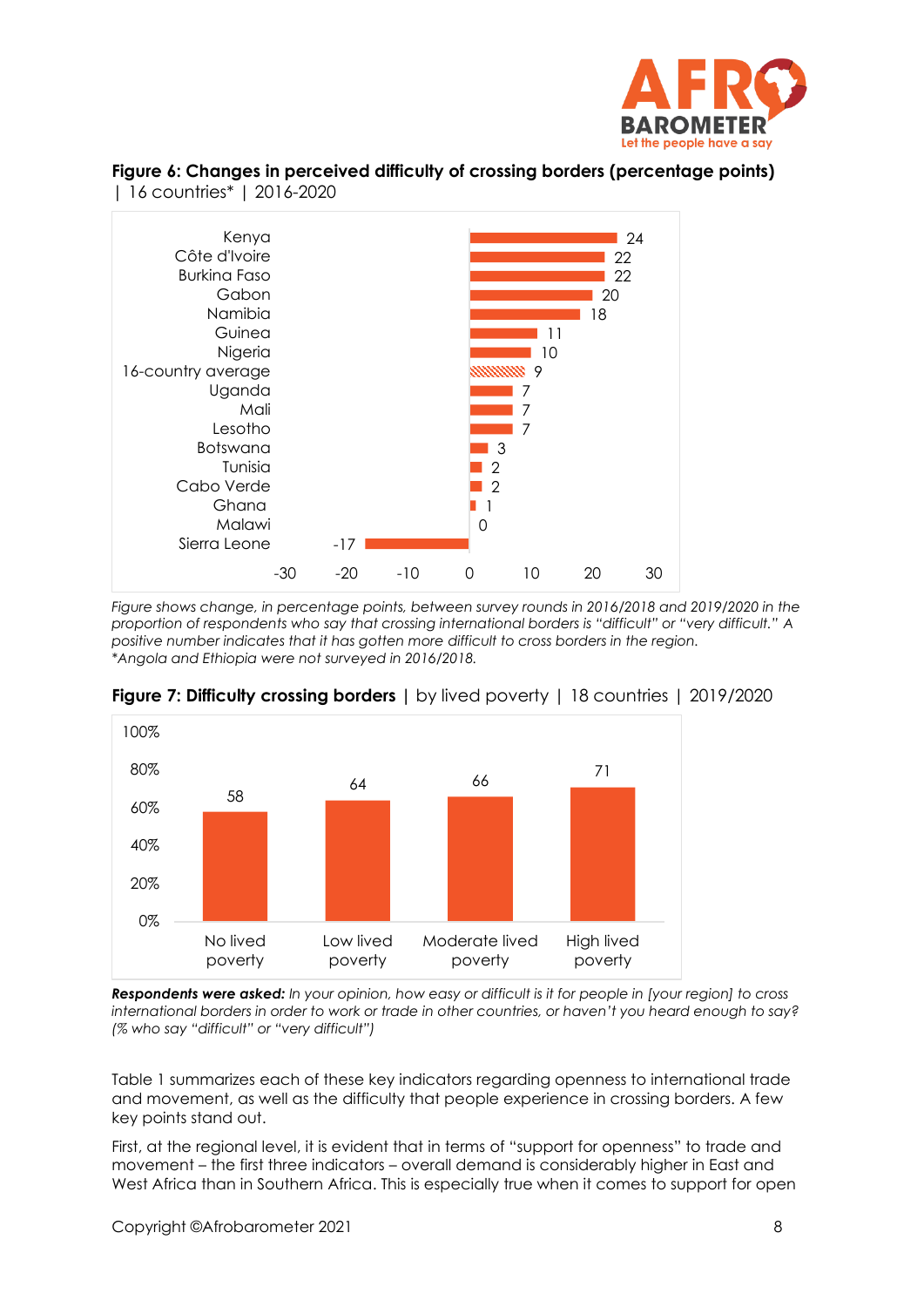**Figure 6: Changes in perceived difficulty of crossing borders (percentage points)** | 16 countries* | 2016-2020

| Country | Change |
|---|---|
| Kenya | 24 |
| Côte d'Ivoire | 22 |
| Burkina Faso | 22 |
| Gabon | 20 |
| Namibia | 18 |
| Guinea | 11 |
| Nigeria | 10 |
| 16-country average | 9 |
| Uganda | 7 |
| Mali | 7 |
| Lesotho | 7 |
| Botswana | 3 |
| Tunisia | 2 |
| Cabo Verde | 2 |
| Ghana | 1 |
| Malawi | 0 |
| Sierra Leone | -17 |

*Figure shows change, in percentage points, between survey rounds in 2016/2018 and 2019/2020 in the proportion of respondents who say that crossing international borders is "difficult" or "very difficult." A positive number indicates that it has gotten more difficult to cross borders in the region.*
*\*Angola and Ethiopia were not surveyed in 2016/2018.*

**Figure 7: Difficulty crossing borders** | by lived poverty | 18 countries | 2019/2020

| No lived poverty | Low lived poverty | Moderate lived poverty | High lived poverty |
|---|---|---|---|
| 58 | 64 | 66 | 71 |

***Respondents were asked:*** *In your opinion, how easy or difficult is it for people in [your region] to cross international borders in order to work or trade in other countries, or haven't you heard enough to say? (% who say "difficult" or "very difficult")*

Table 1 summarizes each of these key indicators regarding openness to international trade and movement, as well as the difficulty that people experience in crossing borders. A few key points stand out.

First, at the regional level, it is evident that in terms of "support for openness" to trade and movement – the first three indicators – overall demand is considerably higher in East and West Africa than in Southern Africa. This is especially true when it comes to support for open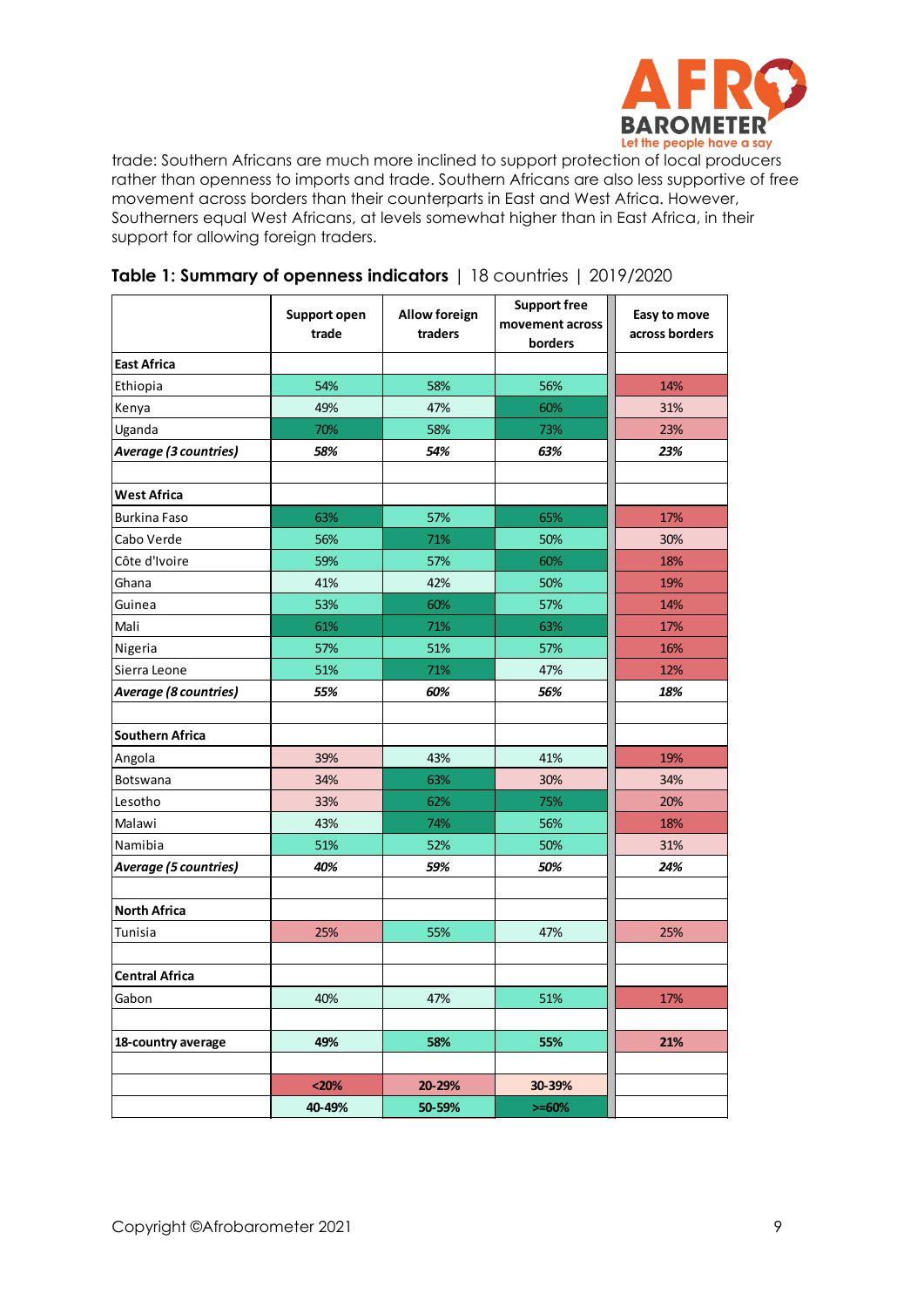trade: Southern Africans are much more inclined to support protection of local producers rather than openness to imports and trade. Southern Africans are also less supportive of free movement across borders than their counterparts in East and West Africa. However, Southerners equal West Africans, at levels somewhat higher than in East Africa, in their support for allowing foreign traders.

**Table 1: Summary of openness indicators** | 18 countries | 2019/2020

| | Support open trade | Allow foreign traders | Support free movement across borders | Easy to move across borders |
|---|---|---|---|---|
| **East Africa** | | | | |
| Ethiopia | 54% | 58% | 56% | 14% |
| Kenya | 49% | 47% | 60% | 31% |
| Uganda | 70% | 58% | 73% | 23% |
| ***Average (3 countries)*** | ***58%*** | ***54%*** | ***63%*** | ***23%*** |
| | | | | |
| **West Africa** | | | | |
| Burkina Faso | 63% | 57% | 65% | 17% |
| Cabo Verde | 56% | 71% | 50% | 30% |
| Côte d'Ivoire | 59% | 57% | 60% | 18% |
| Ghana | 41% | 42% | 50% | 19% |
| Guinea | 53% | 60% | 57% | 14% |
| Mali | 61% | 71% | 63% | 17% |
| Nigeria | 57% | 51% | 57% | 16% |
| Sierra Leone | 51% | 71% | 47% | 12% |
| ***Average (8 countries)*** | ***55%*** | ***60%*** | ***56%*** | ***18%*** |
| | | | | |
| **Southern Africa** | | | | |
| Angola | 39% | 43% | 41% | 19% |
| Botswana | 34% | 63% | 30% | 34% |
| Lesotho | 33% | 62% | 75% | 20% |
| Malawi | 43% | 74% | 56% | 18% |
| Namibia | 51% | 52% | 50% | 31% |
| ***Average (5 countries)*** | ***40%*** | ***59%*** | ***50%*** | ***24%*** |
| | | | | |
| **North Africa** | | | | |
| Tunisia | 25% | 55% | 47% | 25% |
| | | | | |
| **Central Africa** | | | | |
| Gabon | 40% | 47% | 51% | 17% |
| | | | | |
| **18-country average** | **49%** | **58%** | **55%** | **21%** |
| | | | | |
| | **<20%** | **20-29%** | **30-39%** | |
| | **40-49%** | **50-59%** | **>=60%** | |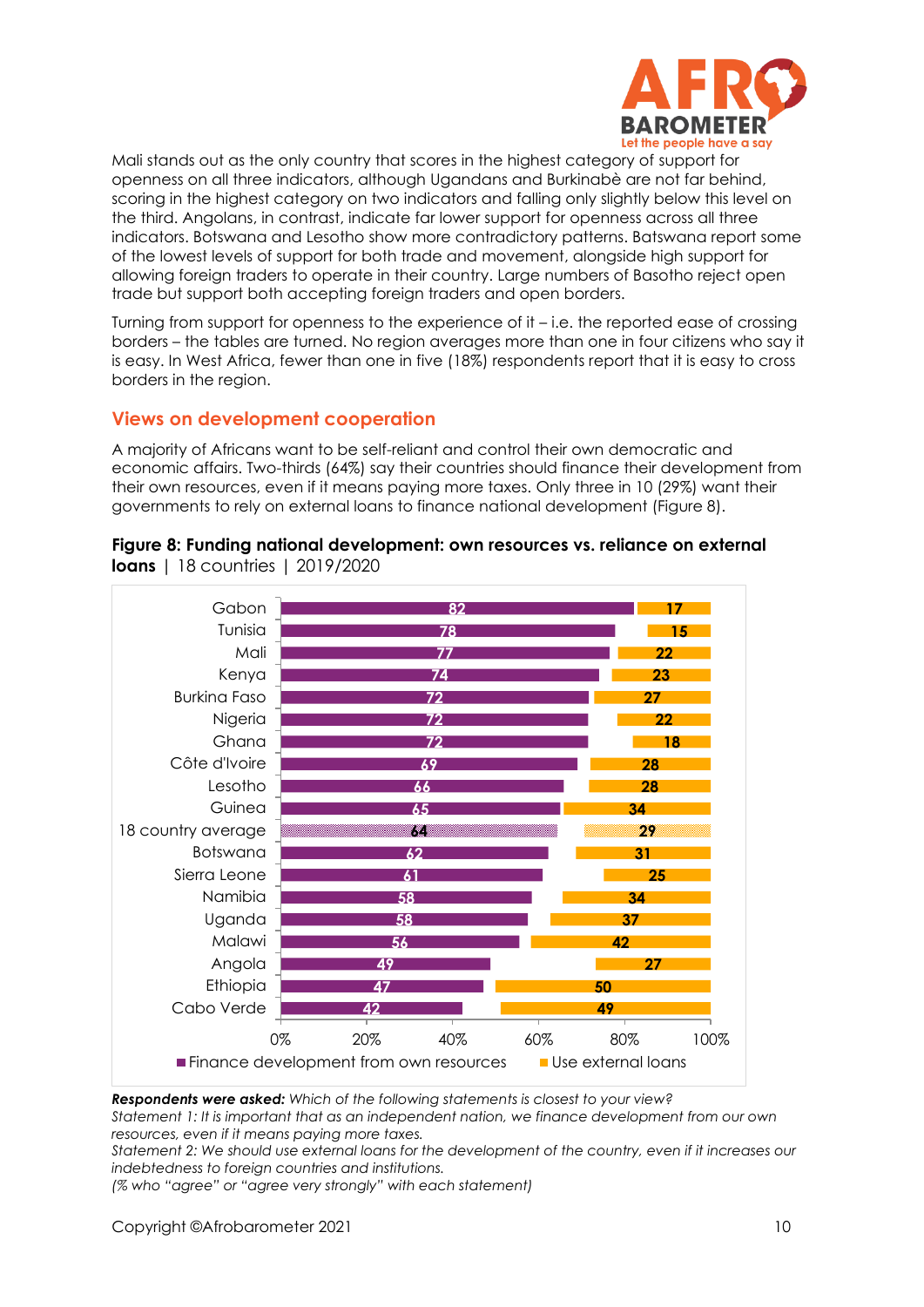Mali stands out as the only country that scores in the highest category of support for openness on all three indicators, although Ugandans and Burkinabè are not far behind, scoring in the highest category on two indicators and falling only slightly below this level on the third. Angolans, in contrast, indicate far lower support for openness across all three indicators. Botswana and Lesotho show more contradictory patterns. Batswana report some of the lowest levels of support for both trade and movement, alongside high support for allowing foreign traders to operate in their country. Large numbers of Basotho reject open trade but support both accepting foreign traders and open borders.

Turning from support for openness to the experience of it – i.e. the reported ease of crossing borders – the tables are turned. No region averages more than one in four citizens who say it is easy. In West Africa, fewer than one in five (18%) respondents report that it is easy to cross borders in the region.

## Views on development cooperation

A majority of Africans want to be self-reliant and control their own democratic and economic affairs. Two-thirds (64%) say their countries should finance their development from their own resources, even if it means paying more taxes. Only three in 10 (29%) want their governments to rely on external loans to finance national development (Figure 8).

**Figure 8: Funding national development: own resources vs. reliance on external loans** | 18 countries | 2019/2020

| Country | Finance development from own resources | Use external loans |
|---|---|---|
| Gabon | 82 | 17 |
| Tunisia | 78 | 15 |
| Mali | 77 | 22 |
| Kenya | 74 | 23 |
| Burkina Faso | 72 | 27 |
| Nigeria | 72 | 22 |
| Ghana | 72 | 18 |
| Côte d'Ivoire | 69 | 28 |
| Lesotho | 66 | 28 |
| Guinea | 65 | 34 |
| 18 country average | 64 | 29 |
| Botswana | 62 | 31 |
| Sierra Leone | 61 | 25 |
| Namibia | 58 | 34 |
| Uganda | 58 | 37 |
| Malawi | 56 | 42 |
| Angola | 49 | 27 |
| Ethiopia | 47 | 50 |
| Cabo Verde | 42 | 49 |

***Respondents were asked:*** *Which of the following statements is closest to your view?*
*Statement 1: It is important that as an independent nation, we finance development from our own resources, even if it means paying more taxes.*
*Statement 2: We should use external loans for the development of the country, even if it increases our indebtedness to foreign countries and institutions.*
*(% who "agree" or "agree very strongly" with each statement)*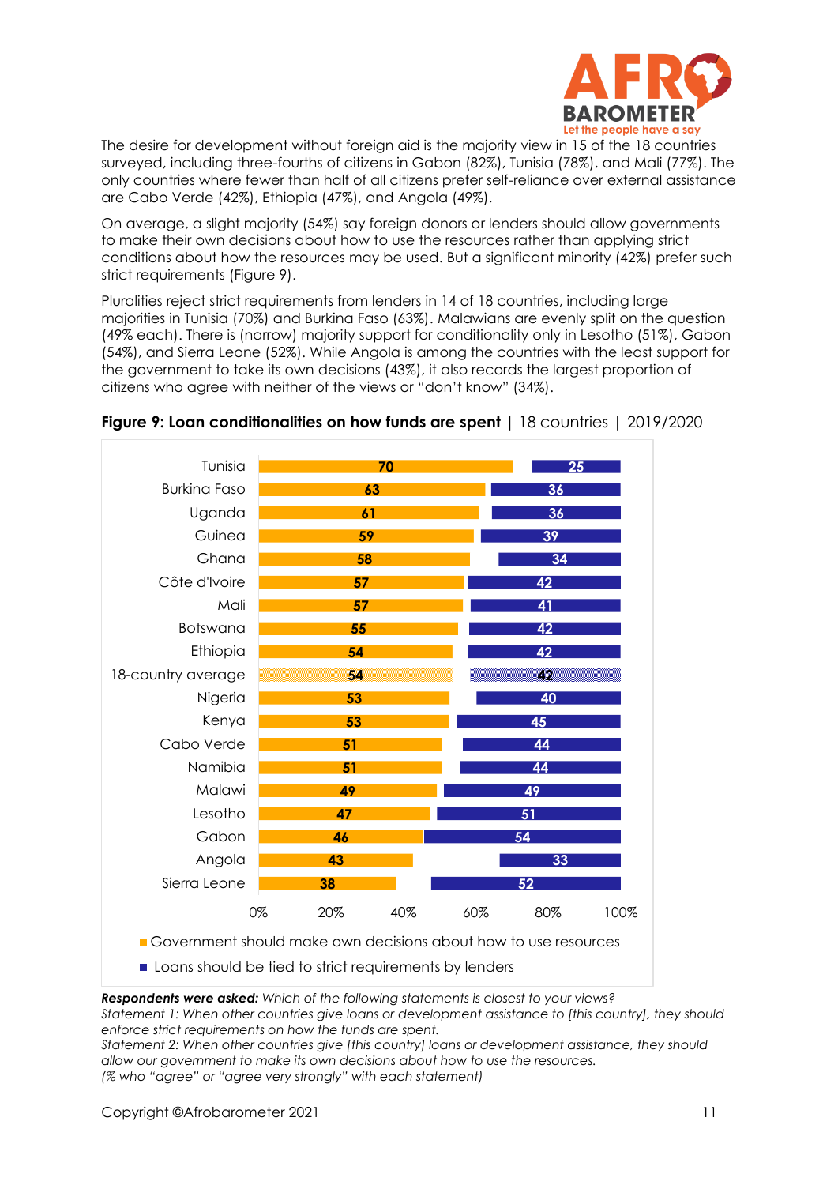The desire for development without foreign aid is the majority view in 15 of the 18 countries surveyed, including three-fourths of citizens in Gabon (82%), Tunisia (78%), and Mali (77%). The only countries where fewer than half of all citizens prefer self-reliance over external assistance are Cabo Verde (42%), Ethiopia (47%), and Angola (49%).

On average, a slight majority (54%) say foreign donors or lenders should allow governments to make their own decisions about how to use the resources rather than applying strict conditions about how the resources may be used. But a significant minority (42%) prefer such strict requirements (Figure 9).

Pluralities reject strict requirements from lenders in 14 of 18 countries, including large majorities in Tunisia (70%) and Burkina Faso (63%). Malawians are evenly split on the question (49% each). There is (narrow) majority support for conditionality only in Lesotho (51%), Gabon (54%), and Sierra Leone (52%). While Angola is among the countries with the least support for the government to take its own decisions (43%), it also records the largest proportion of citizens who agree with neither of the views or "don't know" (34%).

**Figure 9: Loan conditionalities on how funds are spent** | 18 countries | 2019/2020

| Country | Government should make own decisions about how to use resources | Loans should be tied to strict requirements by lenders |
|---|---|---|
| Tunisia | 70 | 25 |
| Burkina Faso | 63 | 36 |
| Uganda | 61 | 36 |
| Guinea | 59 | 39 |
| Ghana | 58 | 34 |
| Côte d'Ivoire | 57 | 42 |
| Mali | 57 | 41 |
| Botswana | 55 | 42 |
| Ethiopia | 54 | 42 |
| 18-country average | 54 | 42 |
| Nigeria | 53 | 40 |
| Kenya | 53 | 45 |
| Cabo Verde | 51 | 44 |
| Namibia | 51 | 44 |
| Malawi | 49 | 49 |
| Lesotho | 47 | 51 |
| Gabon | 46 | 54 |
| Angola | 43 | 33 |
| Sierra Leone | 38 | 52 |

***Respondents were asked:*** *Which of the following statements is closest to your views?*
*Statement 1: When other countries give loans or development assistance to [this country], they should enforce strict requirements on how the funds are spent.*
*Statement 2: When other countries give [this country] loans or development assistance, they should allow our government to make its own decisions about how to use the resources.*
*(% who "agree" or "agree very strongly" with each statement)*

Copyright ©Afrobarometer 2021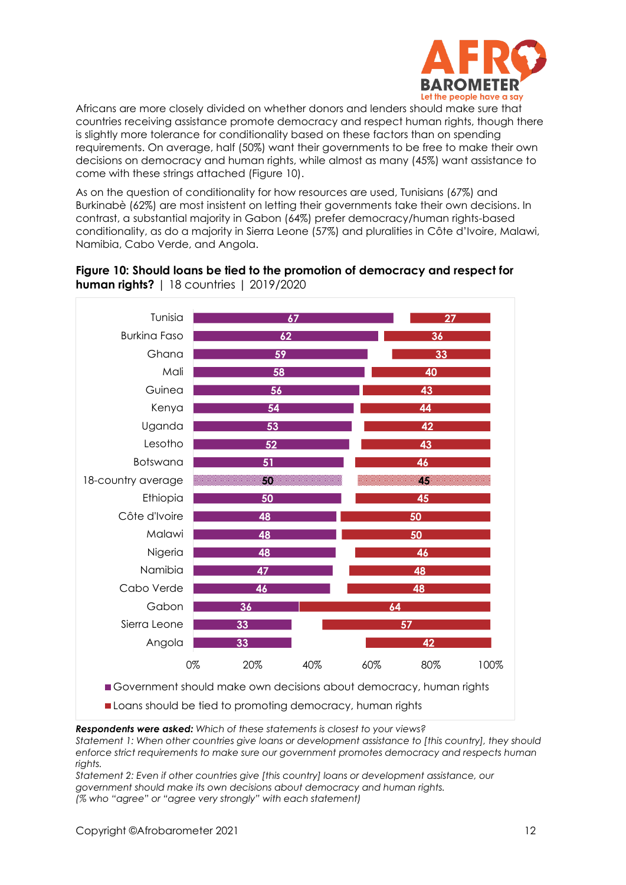Africans are more closely divided on whether donors and lenders should make sure that countries receiving assistance promote democracy and respect human rights, though there is slightly more tolerance for conditionality based on these factors than on spending requirements. On average, half (50%) want their governments to be free to make their own decisions on democracy and human rights, while almost as many (45%) want assistance to come with these strings attached (Figure 10).

As on the question of conditionality for how resources are used, Tunisians (67%) and Burkinabè (62%) are most insistent on letting their governments take their own decisions. In contrast, a substantial majority in Gabon (64%) prefer democracy/human rights-based conditionality, as do a majority in Sierra Leone (57%) and pluralities in Côte d'Ivoire, Malawi, Namibia, Cabo Verde, and Angola.

**Figure 10: Should loans be tied to the promotion of democracy and respect for human rights?** | 18 countries | 2019/2020

| Country | Government should make own decisions about democracy, human rights | Loans should be tied to promoting democracy, human rights |
|---|---|---|
| Tunisia | 67 | 27 |
| Burkina Faso | 62 | 36 |
| Ghana | 59 | 33 |
| Mali | 58 | 40 |
| Guinea | 56 | 43 |
| Kenya | 54 | 44 |
| Uganda | 53 | 42 |
| Lesotho | 52 | 43 |
| Botswana | 51 | 46 |
| 18-country average | 50 | 45 |
| Ethiopia | 50 | 45 |
| Côte d'Ivoire | 48 | 50 |
| Malawi | 48 | 50 |
| Nigeria | 48 | 46 |
| Namibia | 47 | 48 |
| Cabo Verde | 46 | 48 |
| Gabon | 36 | 64 |
| Sierra Leone | 33 | 57 |
| Angola | 33 | 42 |

***Respondents were asked:*** *Which of these statements is closest to your views?*
*Statement 1: When other countries give loans or development assistance to [this country], they should enforce strict requirements to make sure our government promotes democracy and respects human rights.*
*Statement 2: Even if other countries give [this country] loans or development assistance, our government should make its own decisions about democracy and human rights.*
*(% who "agree" or "agree very strongly" with each statement)*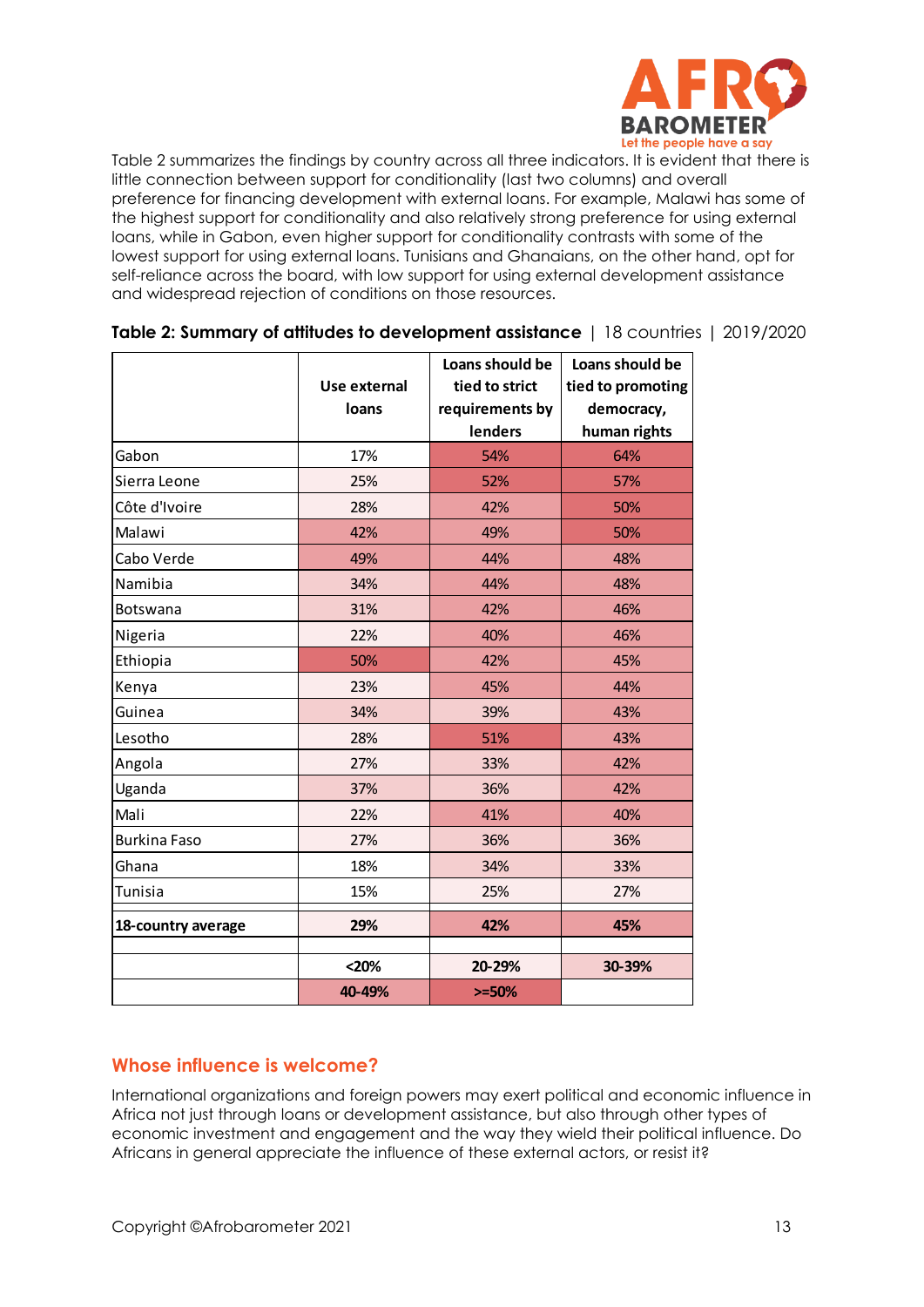Table 2 summarizes the findings by country across all three indicators. It is evident that there is little connection between support for conditionality (last two columns) and overall preference for financing development with external loans. For example, Malawi has some of the highest support for conditionality and also relatively strong preference for using external loans, while in Gabon, even higher support for conditionality contrasts with some of the lowest support for using external loans. Tunisians and Ghanaians, on the other hand, opt for self-reliance across the board, with low support for using external development assistance and widespread rejection of conditions on those resources.

**Table 2: Summary of attitudes to development assistance** | 18 countries | 2019/2020

| | Use external loans | Loans should be tied to strict requirements by lenders | Loans should be tied to promoting democracy, human rights |
|---|---|---|---|
| Gabon | 17% | 54% | 64% |
| Sierra Leone | 25% | 52% | 57% |
| Côte d'Ivoire | 28% | 42% | 50% |
| Malawi | 42% | 49% | 50% |
| Cabo Verde | 49% | 44% | 48% |
| Namibia | 34% | 44% | 48% |
| Botswana | 31% | 42% | 46% |
| Nigeria | 22% | 40% | 46% |
| Ethiopia | 50% | 42% | 45% |
| Kenya | 23% | 45% | 44% |
| Guinea | 34% | 39% | 43% |
| Lesotho | 28% | 51% | 43% |
| Angola | 27% | 33% | 42% |
| Uganda | 37% | 36% | 42% |
| Mali | 22% | 41% | 40% |
| Burkina Faso | 27% | 36% | 36% |
| Ghana | 18% | 34% | 33% |
| Tunisia | 15% | 25% | 27% |
| **18-country average** | **29%** | **42%** | **45%** |
| | | | |
| | **<20%** | **20-29%** | **30-39%** |
| | **40-49%** | **>=50%** | |

## Whose influence is welcome?

International organizations and foreign powers may exert political and economic influence in Africa not just through loans or development assistance, but also through other types of economic investment and engagement and the way they wield their political influence. Do Africans in general appreciate the influence of these external actors, or resist it?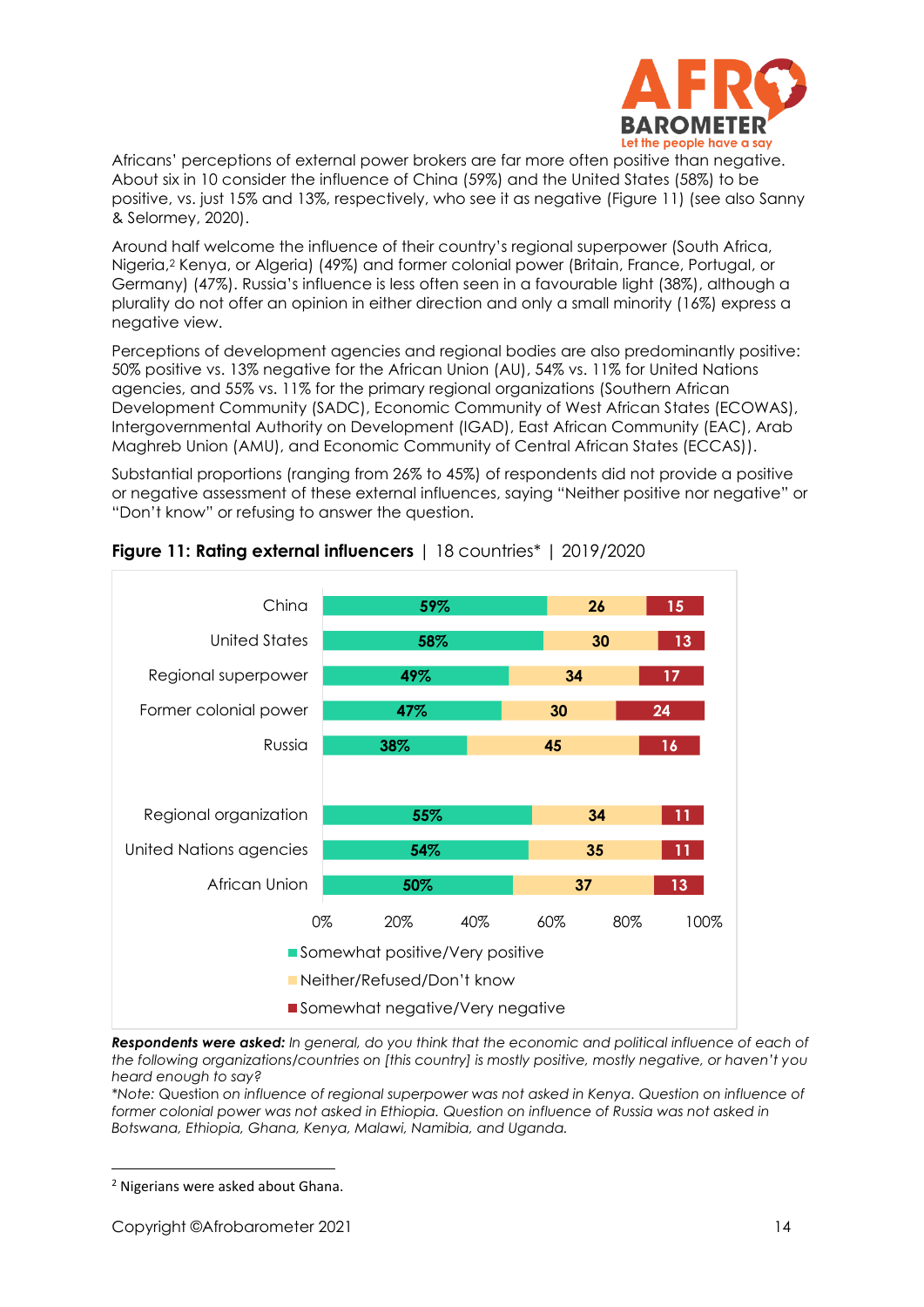Africans' perceptions of external power brokers are far more often positive than negative. About six in 10 consider the influence of China (59%) and the United States (58%) to be positive, vs. just 15% and 13%, respectively, who see it as negative (Figure 11) (see also Sanny & Selormey, 2020).

Around half welcome the influence of their country's regional superpower (South Africa, Nigeria,[2] Kenya, or Algeria) (49%) and former colonial power (Britain, France, Portugal, or Germany) (47%). Russia's influence is less often seen in a favourable light (38%), although a plurality do not offer an opinion in either direction and only a small minority (16%) express a negative view.

Perceptions of development agencies and regional bodies are also predominantly positive: 50% positive vs. 13% negative for the African Union (AU), 54% vs. 11% for United Nations agencies, and 55% vs. 11% for the primary regional organizations (Southern African Development Community (SADC), Economic Community of West African States (ECOWAS), Intergovernmental Authority on Development (IGAD), East African Community (EAC), Arab Maghreb Union (AMU), and Economic Community of Central African States (ECCAS)).

Substantial proportions (ranging from 26% to 45%) of respondents did not provide a positive or negative assessment of these external influences, saying "Neither positive nor negative" or "Don't know" or refusing to answer the question.

**Figure 11: Rating external influencers** | 18 countries* | 2019/2020

| | Somewhat positive/Very positive | Neither/Refused/Don't know | Somewhat negative/Very negative |
|---|---|---|---|
| China | 59% | 26 | 15 |
| United States | 58% | 30 | 13 |
| Regional superpower | 49% | 34 | 17 |
| Former colonial power | 47% | 30 | 24 |
| Russia | 38% | 45 | 16 |
| Regional organization | 55% | 34 | 11 |
| United Nations agencies | 54% | 35 | 11 |
| African Union | 50% | 37 | 13 |

***Respondents were asked:*** *In general, do you think that the economic and political influence of each of the following organizations/countries on [this country] is mostly positive, mostly negative, or haven't you heard enough to say?*

*\*Note: Question on influence of regional superpower was not asked in Kenya. Question on influence of former colonial power was not asked in Ethiopia. Question on influence of Russia was not asked in Botswana, Ethiopia, Ghana, Kenya, Malawi, Namibia, and Uganda.*

[2] Nigerians were asked about Ghana.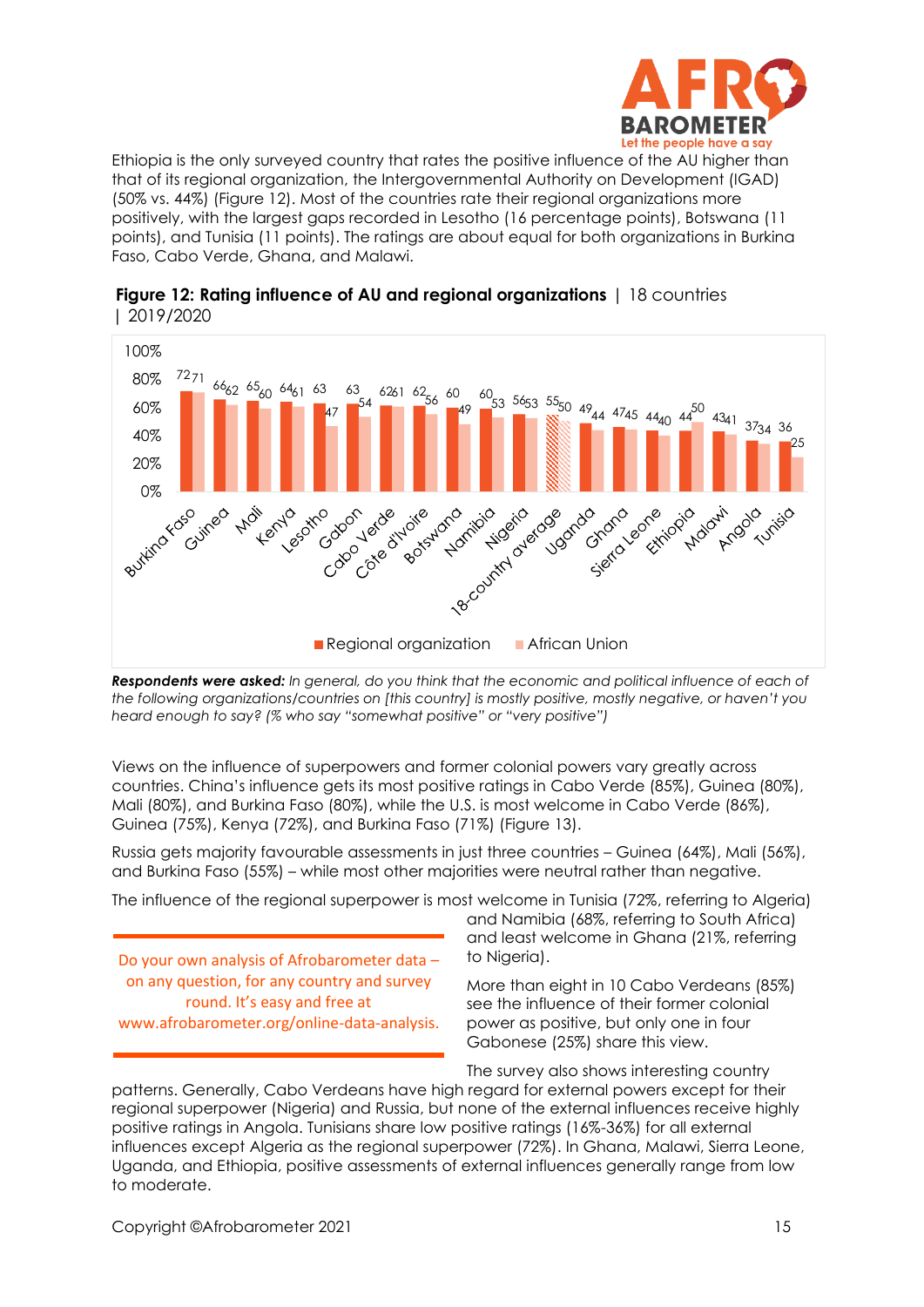Ethiopia is the only surveyed country that rates the positive influence of the AU higher than that of its regional organization, the Intergovernmental Authority on Development (IGAD) (50% vs. 44%) (Figure 12). Most of the countries rate their regional organizations more positively, with the largest gaps recorded in Lesotho (16 percentage points), Botswana (11 points), and Tunisia (11 points). The ratings are about equal for both organizations in Burkina Faso, Cabo Verde, Ghana, and Malawi.

**Figure 12: Rating influence of AU and regional organizations** | 18 countries | 2019/2020

| Country | Regional organization | African Union |
|---|---|---|
| Burkina Faso | 72 | 71 |
| Guinea | 66 | 62 |
| Mali | 65 | 60 |
| Kenya | 64 | 61 |
| Lesotho | 63 | 47 |
| Gabon | 63 | 54 |
| Cabo Verde | 62 | 61 |
| Côte d'Ivoire | 62 | 56 |
| Botswana | 60 | 49 |
| Namibia | 60 | 53 |
| Nigeria | 56 | 53 |
| 18-country average | 55 | 50 |
| Uganda | 49 | 44 |
| Ghana | 47 | 45 |
| Sierra Leone | 44 | 40 |
| Ethiopia | 44 | 50 |
| Malawi | 43 | 41 |
| Angola | 37 | 34 |
| Tunisia | 36 | 25 |

***Respondents were asked:*** *In general, do you think that the economic and political influence of each of the following organizations/countries on [this country] is mostly positive, mostly negative, or haven't you heard enough to say? (% who say "somewhat positive" or "very positive")*

Views on the influence of superpowers and former colonial powers vary greatly across countries. China's influence gets its most positive ratings in Cabo Verde (85%), Guinea (80%), Mali (80%), and Burkina Faso (80%), while the U.S. is most welcome in Cabo Verde (86%), Guinea (75%), Kenya (72%), and Burkina Faso (71%) (Figure 13).

Russia gets majority favourable assessments in just three countries – Guinea (64%), Mali (56%), and Burkina Faso (55%) – while most other majorities were neutral rather than negative.

The influence of the regional superpower is most welcome in Tunisia (72%, referring to Algeria) and Namibia (68%, referring to South Africa) and least welcome in Ghana (21%, referring to Nigeria).

More than eight in 10 Cabo Verdeans (85%) see the influence of their former colonial power as positive, but only one in four Gabonese (25%) share this view.

The survey also shows interesting country patterns. Generally, Cabo Verdeans have high regard for external powers except for their regional superpower (Nigeria) and Russia, but none of the external influences receive highly positive ratings in Angola. Tunisians share low positive ratings (16%-36%) for all external influences except Algeria as the regional superpower (72%). In Ghana, Malawi, Sierra Leone, Uganda, and Ethiopia, positive assessments of external influences generally range from low to moderate.

Do your own analysis of Afrobarometer data – on any question, for any country and survey round. It's easy and free at www.afrobarometer.org/online-data-analysis.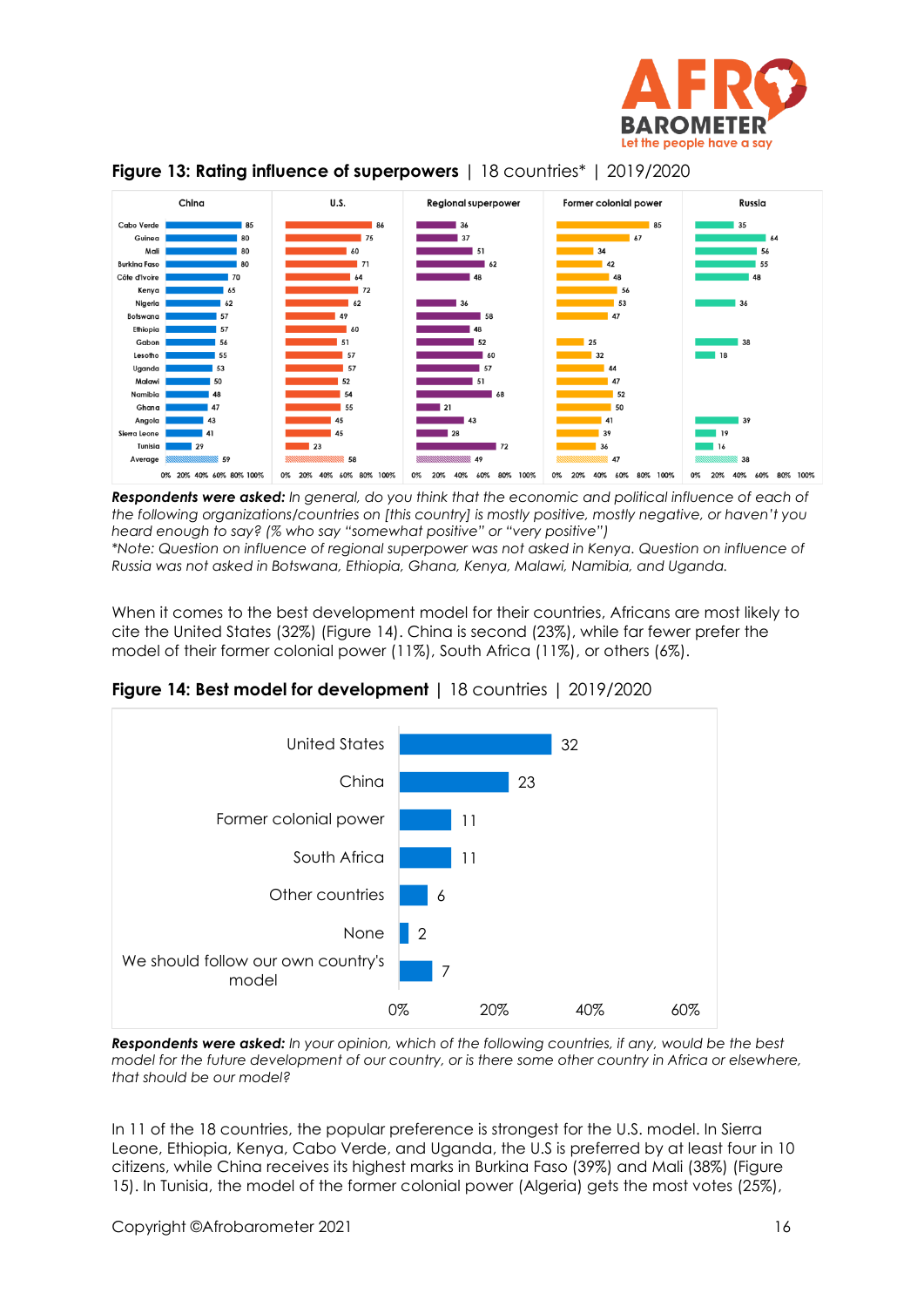**Figure 13: Rating influence of superpowers** | 18 countries* | 2019/2020

| | China | U.S. | Regional superpower | Former colonial power | Russia |
|---|---|---|---|---|---|
| Cabo Verde | 85 | 86 | 36 | 85 | 35 |
| Guinea | 80 | 75 | 37 | 67 | 64 |
| Mali | 80 | 60 | 51 | 34 | 56 |
| Burkina Faso | 80 | 71 | 62 | 42 | 55 |
| Côte d'Ivoire | 70 | 64 | 48 | 48 | 48 |
| Kenya | 65 | 72 | | 56 | |
| Nigeria | 62 | 62 | 36 | 53 | 36 |
| Botswana | 57 | 49 | 58 | 47 | |
| Ethiopia | 57 | 60 | 48 | | |
| Gabon | 56 | 51 | 52 | 25 | 38 |
| Lesotho | 55 | 57 | 60 | 32 | 18 |
| Uganda | 53 | 57 | 57 | 44 | |
| Malawi | 50 | 52 | 51 | 47 | |
| Namibia | 48 | 54 | 68 | 52 | |
| Ghana | 47 | 55 | 21 | 50 | |
| Angola | 43 | 45 | 43 | 41 | 39 |
| Sierra Leone | 41 | 45 | 28 | 39 | 19 |
| Tunisia | 29 | 23 | 72 | 36 | 16 |
| Average | 59 | 58 | 49 | 47 | 38 |

***Respondents were asked:*** *In general, do you think that the economic and political influence of each of the following organizations/countries on [this country] is mostly positive, mostly negative, or haven't you heard enough to say? (% who say "somewhat positive" or "very positive")*
*\*Note: Question on influence of regional superpower was not asked in Kenya. Question on influence of Russia was not asked in Botswana, Ethiopia, Ghana, Kenya, Malawi, Namibia, and Uganda.*

When it comes to the best development model for their countries, Africans are most likely to cite the United States (32%) (Figure 14). China is second (23%), while far fewer prefer the model of their former colonial power (11%), South Africa (11%), or others (6%).

**Figure 14: Best model for development** | 18 countries | 2019/2020

| Model | % |
|---|---|
| United States | 32 |
| China | 23 |
| Former colonial power | 11 |
| South Africa | 11 |
| Other countries | 6 |
| None | 2 |
| We should follow our own country's model | 7 |

***Respondents were asked:*** *In your opinion, which of the following countries, if any, would be the best model for the future development of our country, or is there some other country in Africa or elsewhere, that should be our model?*

In 11 of the 18 countries, the popular preference is strongest for the U.S. model. In Sierra Leone, Ethiopia, Kenya, Cabo Verde, and Uganda, the U.S is preferred by at least four in 10 citizens, while China receives its highest marks in Burkina Faso (39%) and Mali (38%) (Figure 15). In Tunisia, the model of the former colonial power (Algeria) gets the most votes (25%),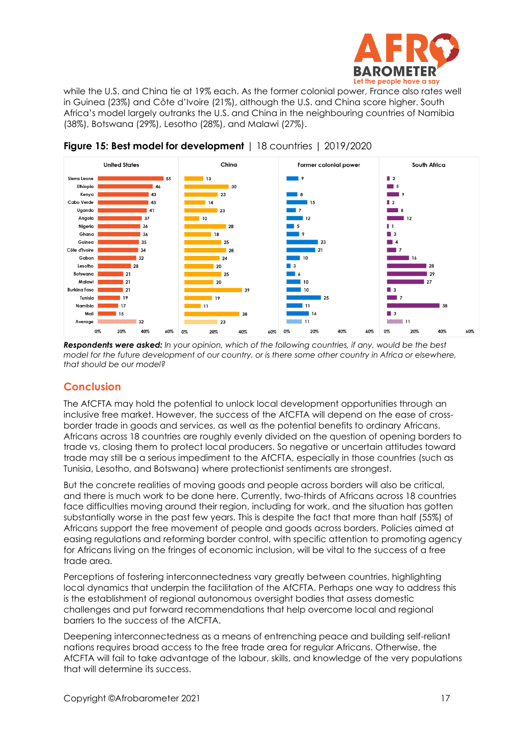while the U.S. and China tie at 19% each. As the former colonial power, France also rates well in Guinea (23%) and Côte d'Ivoire (21%), although the U.S. and China score higher. South Africa's model largely outranks the U.S. and China in the neighbouring countries of Namibia (38%), Botswana (29%), Lesotho (28%), and Malawi (27%).

**Figure 15: Best model for development** | 18 countries | 2019/2020

| Country | United States | China | Former colonial power | South Africa |
|---|---|---|---|---|
| Sierra Leone | 55 | 13 | 9 | 2 |
| Ethiopia | 46 | 30 | | 5 |
| Kenya | 43 | 23 | 8 | 9 |
| Cabo Verde | 43 | 14 | 15 | 2 |
| Uganda | 41 | 23 | 7 | 8 |
| Angola | 37 | 10 | 12 | 12 |
| Nigeria | 36 | 28 | 5 | 1 |
| Ghana | 36 | 18 | 9 | 3 |
| Guinea | 35 | 25 | 23 | 4 |
| Côte d'Ivoire | 34 | 28 | 21 | 7 |
| Gabon | 32 | 24 | 10 | 16 |
| Lesotho | 28 | 20 | 3 | 28 |
| Botswana | 21 | 25 | 6 | 29 |
| Malawi | 21 | 20 | 10 | 27 |
| Burkina Faso | 21 | 39 | 10 | 3 |
| Tunisia | 19 | 19 | 25 | 7 |
| Namibia | 17 | 11 | 11 | 38 |
| Mali | 15 | 38 | 16 | 3 |
| Average | 32 | 23 | 11 | 11 |

***Respondents were asked:*** *In your opinion, which of the following countries, if any, would be the best model for the future development of our country, or is there some other country in Africa or elsewhere, that should be our model?*

## Conclusion

The AfCFTA may hold the potential to unlock local development opportunities through an inclusive free market. However, the success of the AfCFTA will depend on the ease of cross-border trade in goods and services, as well as the potential benefits to ordinary Africans. Africans across 18 countries are roughly evenly divided on the question of opening borders to trade vs. closing them to protect local producers. So negative or uncertain attitudes toward trade may still be a serious impediment to the AfCFTA, especially in those countries (such as Tunisia, Lesotho, and Botswana) where protectionist sentiments are strongest.

But the concrete realities of moving goods and people across borders will also be critical, and there is much work to be done here. Currently, two-thirds of Africans across 18 countries face difficulties moving around their region, including for work, and the situation has gotten substantially worse in the past few years. This is despite the fact that more than half (55%) of Africans support the free movement of people and goods across borders. Policies aimed at easing regulations and reforming border control, with specific attention to promoting agency for Africans living on the fringes of economic inclusion, will be vital to the success of a free trade area.

Perceptions of fostering interconnectedness vary greatly between countries, highlighting local dynamics that underpin the facilitation of the AfCFTA. Perhaps one way to address this is the establishment of regional autonomous oversight bodies that assess domestic challenges and put forward recommendations that help overcome local and regional barriers to the success of the AfCFTA.

Deepening interconnectedness as a means of entrenching peace and building self-reliant nations requires broad access to the free trade area for regular Africans. Otherwise, the AfCFTA will fail to take advantage of the labour, skills, and knowledge of the very populations that will determine its success.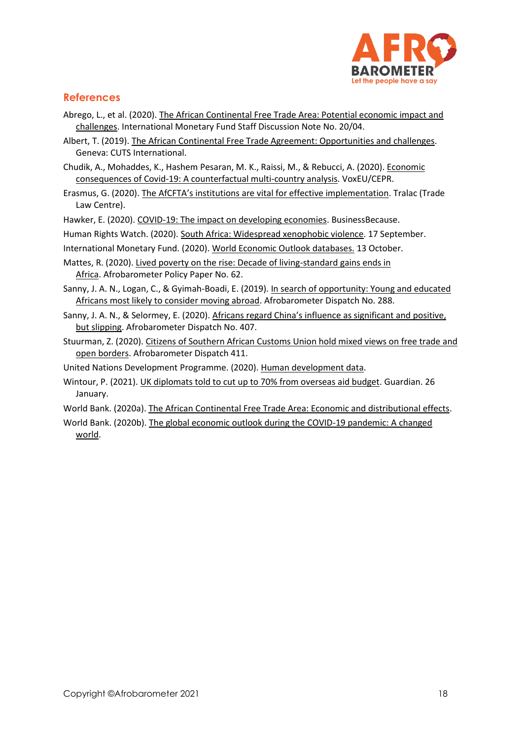## References

Abrego, L., et al. (2020). The African Continental Free Trade Area: Potential economic impact and challenges. International Monetary Fund Staff Discussion Note No. 20/04.

Albert, T. (2019). The African Continental Free Trade Agreement: Opportunities and challenges. Geneva: CUTS International.

Chudik, A., Mohaddes, K., Hashem Pesaran, M. K., Raissi, M., & Rebucci, A. (2020). Economic consequences of Covid-19: A counterfactual multi-country analysis. VoxEU/CEPR.

Erasmus, G. (2020). The AfCFTA's institutions are vital for effective implementation. Tralac (Trade Law Centre).

Hawker, E. (2020). COVID-19: The impact on developing economies. BusinessBecause.

Human Rights Watch. (2020). South Africa: Widespread xenophobic violence. 17 September.

International Monetary Fund. (2020). World Economic Outlook databases. 13 October.

Mattes, R. (2020). Lived poverty on the rise: Decade of living-standard gains ends in Africa. Afrobarometer Policy Paper No. 62.

Sanny, J. A. N., Logan, C., & Gyimah-Boadi, E. (2019). In search of opportunity: Young and educated Africans most likely to consider moving abroad. Afrobarometer Dispatch No. 288.

Sanny, J. A. N., & Selormey, E. (2020). Africans regard China's influence as significant and positive, but slipping. Afrobarometer Dispatch No. 407.

Stuurman, Z. (2020). Citizens of Southern African Customs Union hold mixed views on free trade and open borders. Afrobarometer Dispatch 411.

United Nations Development Programme. (2020). Human development data.

Wintour, P. (2021). UK diplomats told to cut up to 70% from overseas aid budget. Guardian. 26 January.

World Bank. (2020a). The African Continental Free Trade Area: Economic and distributional effects.

World Bank. (2020b). The global economic outlook during the COVID-19 pandemic: A changed world.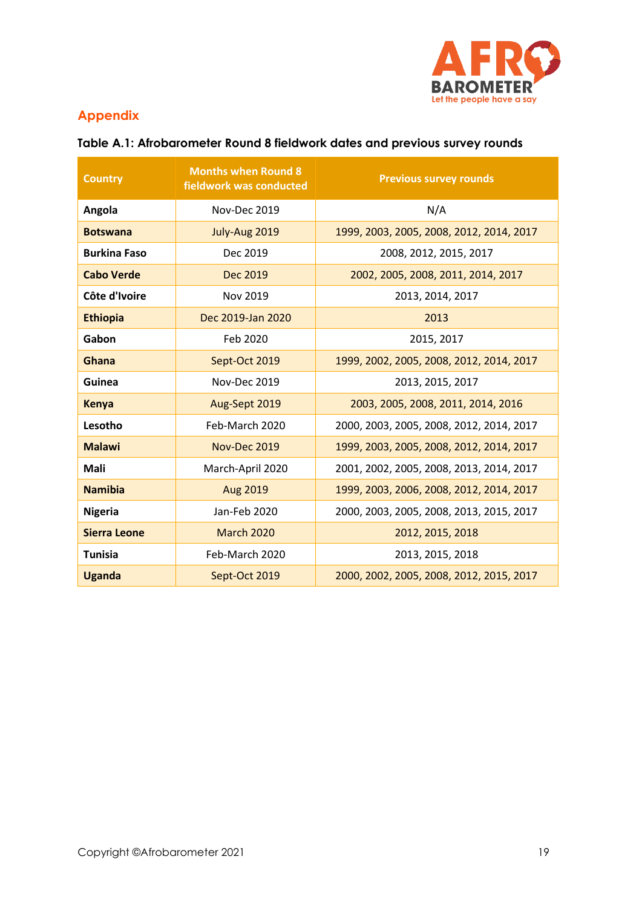## Appendix

**Table A.1: Afrobarometer Round 8 fieldwork dates and previous survey rounds**

| Country | Months when Round 8 fieldwork was conducted | Previous survey rounds |
|---|---|---|
| **Angola** | Nov-Dec 2019 | N/A |
| **Botswana** | July-Aug 2019 | 1999, 2003, 2005, 2008, 2012, 2014, 2017 |
| **Burkina Faso** | Dec 2019 | 2008, 2012, 2015, 2017 |
| **Cabo Verde** | Dec 2019 | 2002, 2005, 2008, 2011, 2014, 2017 |
| **Côte d'Ivoire** | Nov 2019 | 2013, 2014, 2017 |
| **Ethiopia** | Dec 2019-Jan 2020 | 2013 |
| **Gabon** | Feb 2020 | 2015, 2017 |
| **Ghana** | Sept-Oct 2019 | 1999, 2002, 2005, 2008, 2012, 2014, 2017 |
| **Guinea** | Nov-Dec 2019 | 2013, 2015, 2017 |
| **Kenya** | Aug-Sept 2019 | 2003, 2005, 2008, 2011, 2014, 2016 |
| **Lesotho** | Feb-March 2020 | 2000, 2003, 2005, 2008, 2012, 2014, 2017 |
| **Malawi** | Nov-Dec 2019 | 1999, 2003, 2005, 2008, 2012, 2014, 2017 |
| **Mali** | March-April 2020 | 2001, 2002, 2005, 2008, 2013, 2014, 2017 |
| **Namibia** | Aug 2019 | 1999, 2003, 2006, 2008, 2012, 2014, 2017 |
| **Nigeria** | Jan-Feb 2020 | 2000, 2003, 2005, 2008, 2013, 2015, 2017 |
| **Sierra Leone** | March 2020 | 2012, 2015, 2018 |
| **Tunisia** | Feb-March 2020 | 2013, 2015, 2018 |
| **Uganda** | Sept-Oct 2019 | 2000, 2002, 2005, 2008, 2012, 2015, 2017 |

Copyright ©Afrobarometer 2021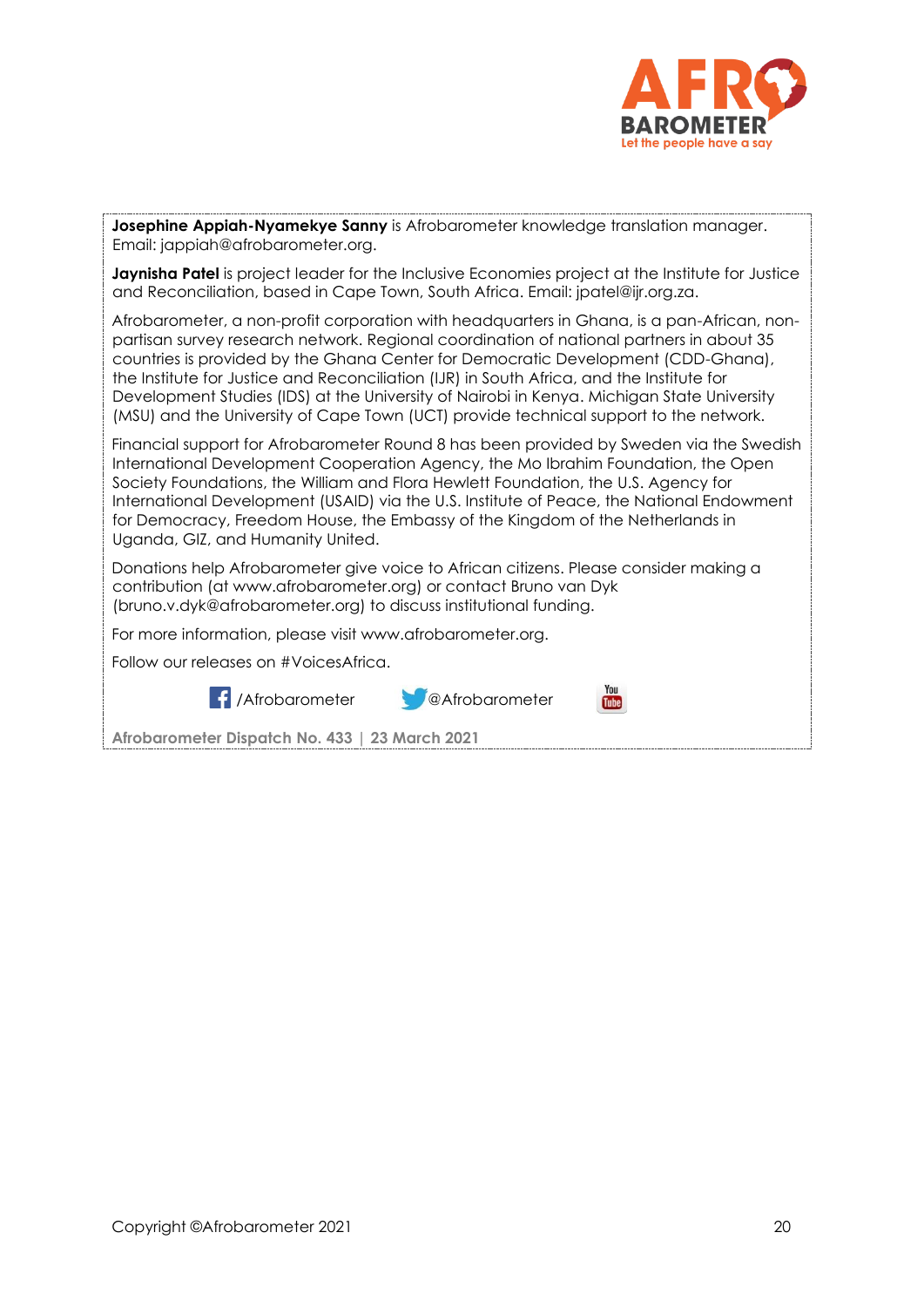**Josephine Appiah-Nyamekye Sanny** is Afrobarometer knowledge translation manager. Email: jappiah@afrobarometer.org.

**Jaynisha Patel** is project leader for the Inclusive Economies project at the Institute for Justice and Reconciliation, based in Cape Town, South Africa. Email: jpatel@ijr.org.za.

Afrobarometer, a non-profit corporation with headquarters in Ghana, is a pan-African, non-partisan survey research network. Regional coordination of national partners in about 35 countries is provided by the Ghana Center for Democratic Development (CDD-Ghana), the Institute for Justice and Reconciliation (IJR) in South Africa, and the Institute for Development Studies (IDS) at the University of Nairobi in Kenya. Michigan State University (MSU) and the University of Cape Town (UCT) provide technical support to the network.

Financial support for Afrobarometer Round 8 has been provided by Sweden via the Swedish International Development Cooperation Agency, the Mo Ibrahim Foundation, the Open Society Foundations, the William and Flora Hewlett Foundation, the U.S. Agency for International Development (USAID) via the U.S. Institute of Peace, the National Endowment for Democracy, Freedom House, the Embassy of the Kingdom of the Netherlands in Uganda, GIZ, and Humanity United.

Donations help Afrobarometer give voice to African citizens. Please consider making a contribution (at www.afrobarometer.org) or contact Bruno van Dyk (bruno.v.dyk@afrobarometer.org) to discuss institutional funding.

For more information, please visit www.afrobarometer.org.

Follow our releases on #VoicesAfrica.

/Afrobarometer @Afrobarometer

**Afrobarometer Dispatch No. 433 | 23 March 2021**

Copyright ©Afrobarometer 2021